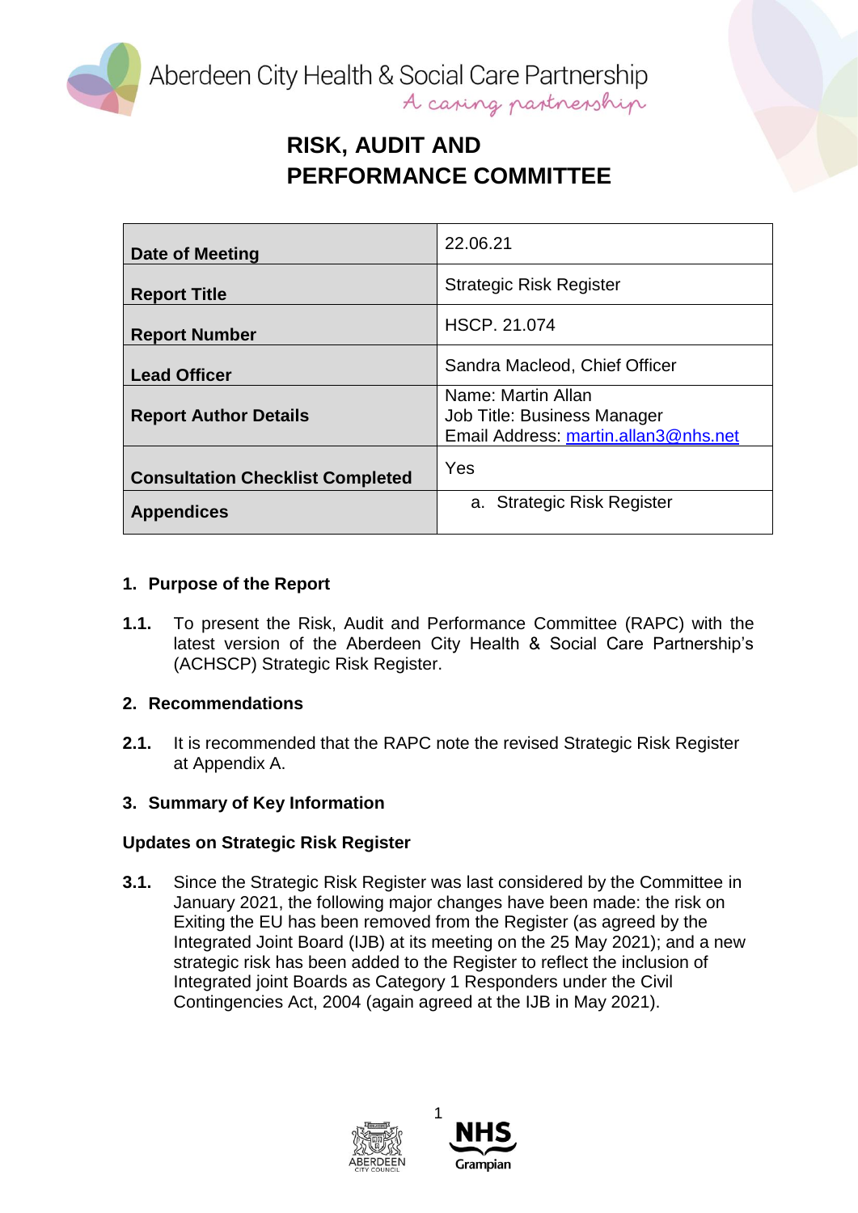Aberdeen City Health & Social Care Partnership
*A caring partnership*

# RISK, AUDIT AND PERFORMANCE COMMITTEE

| | |
|---|---|
| **Date of Meeting** | 22.06.21 |
| **Report Title** | Strategic Risk Register |
| **Report Number** | HSCP. 21.074 |
| **Lead Officer** | Sandra Macleod, Chief Officer |
| **Report Author Details** | Name: Martin Allan<br>Job Title: Business Manager<br>Email Address: martin.allan3@nhs.net |
| **Consultation Checklist Completed** | Yes |
| **Appendices** | a. Strategic Risk Register |

## 1. Purpose of the Report

**1.1.** To present the Risk, Audit and Performance Committee (RAPC) with the latest version of the Aberdeen City Health & Social Care Partnership's (ACHSCP) Strategic Risk Register.

## 2. Recommendations

**2.1.** It is recommended that the RAPC note the revised Strategic Risk Register at Appendix A.

## 3. Summary of Key Information

### Updates on Strategic Risk Register

**3.1.** Since the Strategic Risk Register was last considered by the Committee in January 2021, the following major changes have been made: the risk on Exiting the EU has been removed from the Register (as agreed by the Integrated Joint Board (IJB) at its meeting on the 25 May 2021); and a new strategic risk has been added to the Register to reflect the inclusion of Integrated joint Boards as Category 1 Responders under the Civil Contingencies Act, 2004 (again agreed at the IJB in May 2021).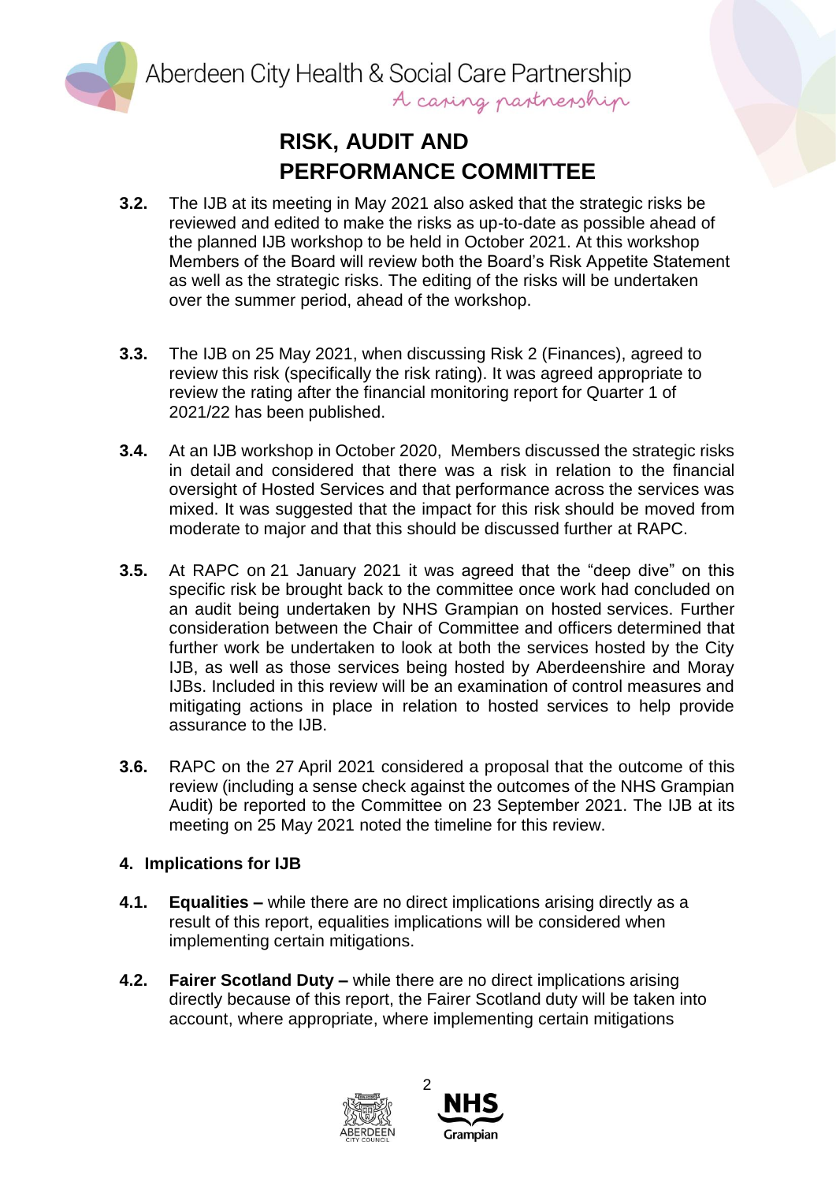**3.2.** The IJB at its meeting in May 2021 also asked that the strategic risks be reviewed and edited to make the risks as up-to-date as possible ahead of the planned IJB workshop to be held in October 2021. At this workshop Members of the Board will review both the Board's Risk Appetite Statement as well as the strategic risks. The editing of the risks will be undertaken over the summer period, ahead of the workshop.

**3.3.** The IJB on 25 May 2021, when discussing Risk 2 (Finances), agreed to review this risk (specifically the risk rating). It was agreed appropriate to review the rating after the financial monitoring report for Quarter 1 of 2021/22 has been published.

**3.4.** At an IJB workshop in October 2020, Members discussed the strategic risks in detail and considered that there was a risk in relation to the financial oversight of Hosted Services and that performance across the services was mixed. It was suggested that the impact for this risk should be moved from moderate to major and that this should be discussed further at RAPC.

**3.5.** At RAPC on 21 January 2021 it was agreed that the "deep dive" on this specific risk be brought back to the committee once work had concluded on an audit being undertaken by NHS Grampian on hosted services. Further consideration between the Chair of Committee and officers determined that further work be undertaken to look at both the services hosted by the City IJB, as well as those services being hosted by Aberdeenshire and Moray IJBs. Included in this review will be an examination of control measures and mitigating actions in place in relation to hosted services to help provide assurance to the IJB.

**3.6.** RAPC on the 27 April 2021 considered a proposal that the outcome of this review (including a sense check against the outcomes of the NHS Grampian Audit) be reported to the Committee on 23 September 2021. The IJB at its meeting on 25 May 2021 noted the timeline for this review.

## 4. Implications for IJB

**4.1.** **Equalities –** while there are no direct implications arising directly as a result of this report, equalities implications will be considered when implementing certain mitigations.

**4.2.** **Fairer Scotland Duty –** while there are no direct implications arising directly because of this report, the Fairer Scotland duty will be taken into account, where appropriate, where implementing certain mitigations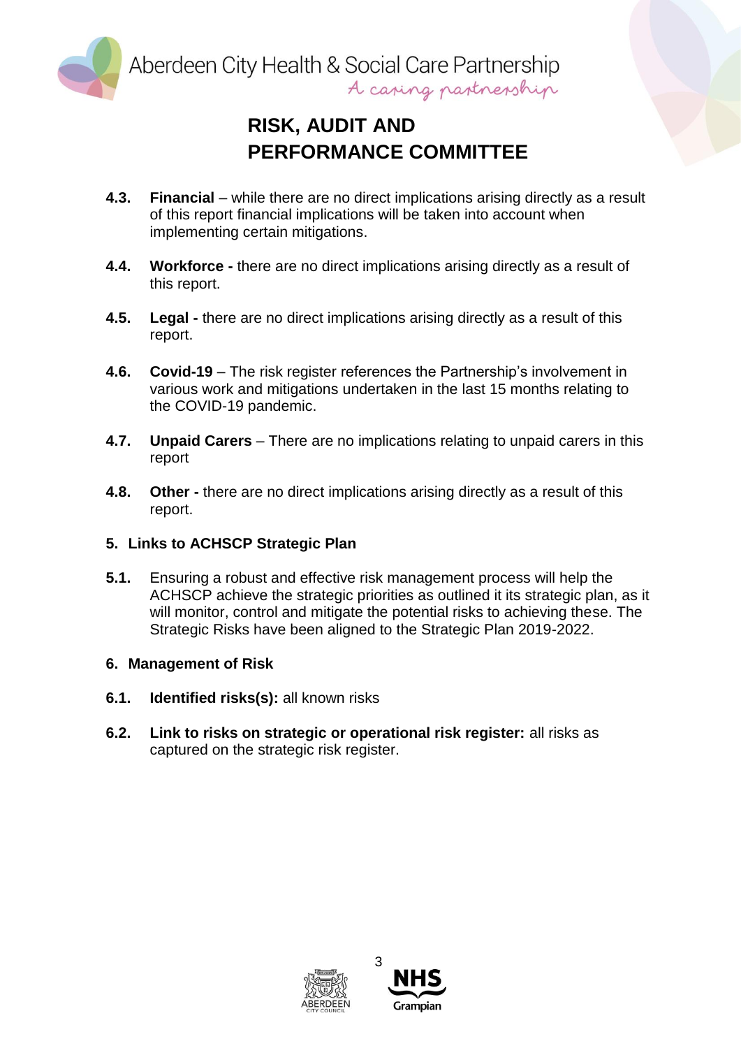**4.3. Financial** – while there are no direct implications arising directly as a result of this report financial implications will be taken into account when implementing certain mitigations.

**4.4. Workforce -** there are no direct implications arising directly as a result of this report.

**4.5. Legal -** there are no direct implications arising directly as a result of this report.

**4.6. Covid-19** – The risk register references the Partnership's involvement in various work and mitigations undertaken in the last 15 months relating to the COVID-19 pandemic.

**4.7. Unpaid Carers** – There are no implications relating to unpaid carers in this report

**4.8. Other -** there are no direct implications arising directly as a result of this report.

## 5. Links to ACHSCP Strategic Plan

**5.1.** Ensuring a robust and effective risk management process will help the ACHSCP achieve the strategic priorities as outlined it its strategic plan, as it will monitor, control and mitigate the potential risks to achieving these. The Strategic Risks have been aligned to the Strategic Plan 2019-2022.

## 6. Management of Risk

**6.1. Identified risks(s):** all known risks

**6.2. Link to risks on strategic or operational risk register:** all risks as captured on the strategic risk register.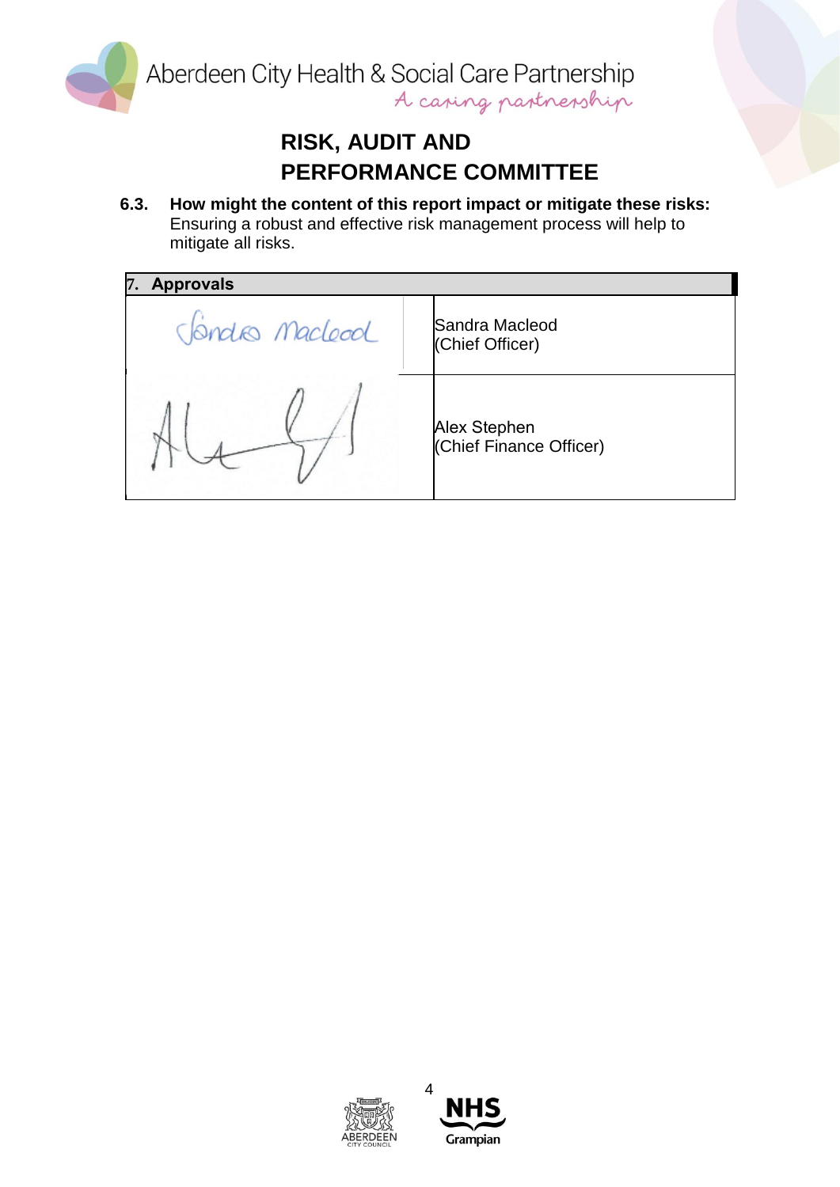**6.3. How might the content of this report impact or mitigate these risks:**
Ensuring a robust and effective risk management process will help to mitigate all risks.

| 7. Approvals | |
|---|---|
| Sandra Macleod | Sandra Macleod (Chief Officer) |
| | Alex Stephen (Chief Finance Officer) |